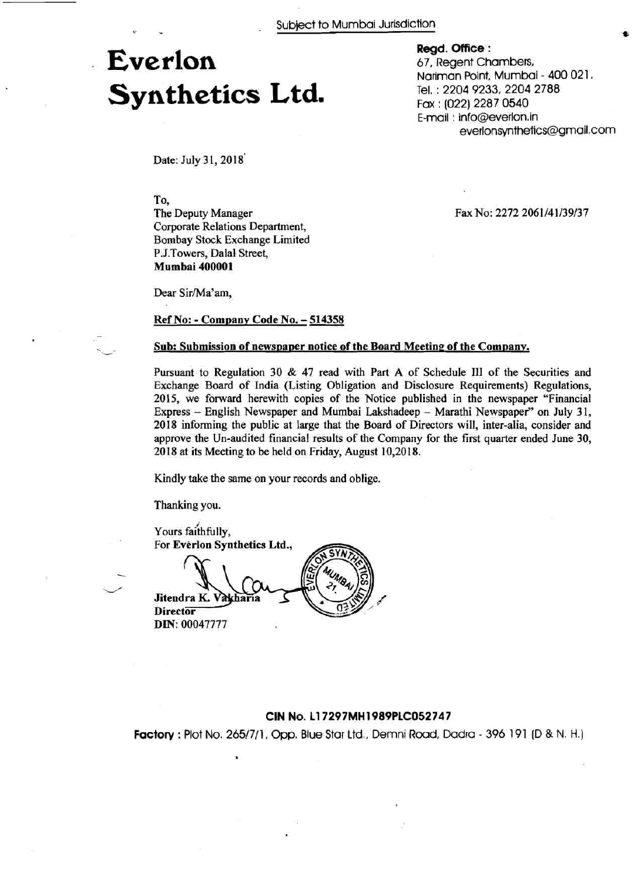Subject to Mumbai Jurisdiction

# Everlon Synthetics Ltd.

**Regd. Office :**
67, Regent Chambers,
Nariman Point, Mumbai - 400 021.
Tel. : 2204 9233, 2204 2788
Fax : (022) 2287 0540
E-mail : info@everlon.in
everlonsynthetics@gmail.com

Date: July 31, 2018

To,
The Deputy Manager
Corporate Relations Department,
Bombay Stock Exchange Limited
P.J.Towers, Dalal Street,
**Mumbai 400001**

Fax No: 2272 2061/41/39/37

Dear Sir/Ma'am,

**Ref No: - Company Code No. – 514358**

**Sub: Submission of newspaper notice of the Board Meeting of the Company.**

Pursuant to Regulation 30 & 47 read with Part A of Schedule III of the Securities and Exchange Board of India (Listing Obligation and Disclosure Requirements) Regulations, 2015, we forward herewith copies of the Notice published in the newspaper "Financial Express – English Newspaper and Mumbai Lakshadeep – Marathi Newspaper" on July 31, 2018 informing the public at large that the Board of Directors will, inter-alia, consider and approve the Un-audited financial results of the Company for the first quarter ended June 30, 2018 at its Meeting to be held on Friday, August 10,2018.

Kindly take the same on your records and oblige.

Thanking you.

Yours faithfully,
For **Everlon Synthetics Ltd.,**

**Jitendra K. Vakharia**
**Director**
**DIN**: 00047777

**CIN No. L17297MH1989PLC052747**

**Factory** : Plot No. 265/7/1, Opp. Blue Star Ltd., Demni Road, Dadra - 396 191 (D & N. H.)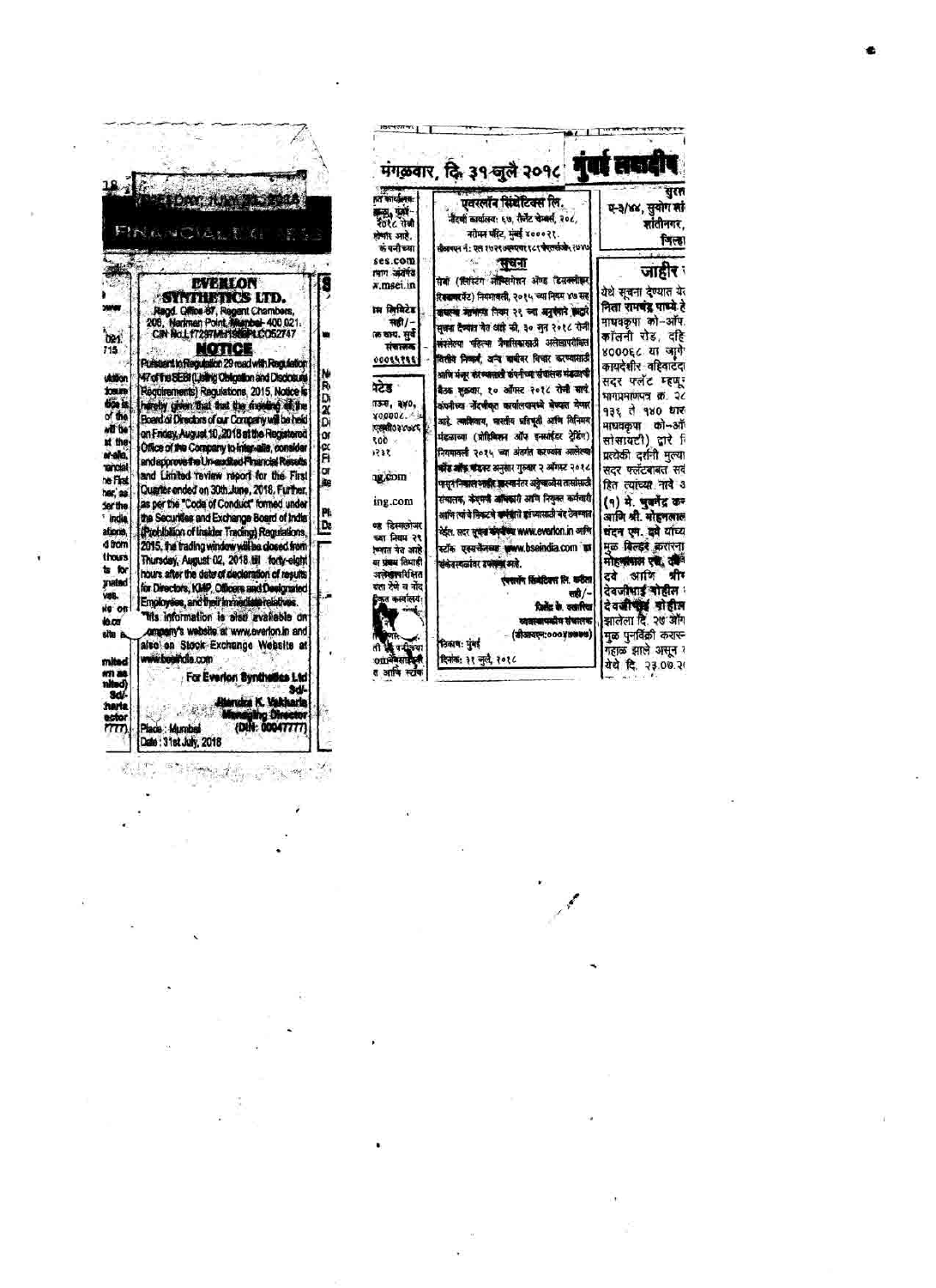# EVERLON SYNTHETICS LTD.

Regd. Office 67, Regent Chambers, 208, Nariman Point, Mumbai- 400 021. CIN No.L17297MH1989PLC052747

## NOTICE

Pursuant to Regulation 29 read with Regulation 47 of the SEBI (Listing Obligation and Disclosure Requirements) Regulations, 2015, Notice is hereby given that the meeting of the Board of Directors of our Company will be held on Friday, August 10, 2018 at the Registered Office of the Company to inter-alia, consider and approve the Un-audited Financial Results and Limited review report for the First Quarter ended on 30th June, 2018. Further, as per the "Code of Conduct" formed under the Securities and Exchange Board of India (Prohibition of Insider Trading) Regulations, 2015, the trading window will be closed from Thursday, August 02, 2018 till forty-eight hours after the date of declaration of results for Directors, KMP, Officers and Designated Employees, and their immediate relatives.

This information is also available on company's website at www.everlon.in and also on Stock Exchange Website at www.bseindia.com

For Everlon Synthetics Ltd

Sd/-

Jitendra K. Vakharia

Managing Director

(DIN: 00047777)

Place : Mumbai

Date : 31st July, 2018

---

मंगळवार, दि. ३१ जुलै २०१८ मुंबई लक्षदीप

# एवरलॉन सिंथेटिक्स लि.

नोंदणी कार्यालय: ६७, रिजेंट चेंबर्स, २०८, नरीमन पॉईंट, मुंबई ४०००२१.

सीआयएन नं.: एल१७२९७एमएच१९८९पीएलसी०५२७४७

## सूचना

सेबी (लिस्टिंग ऑब्लिगेशन ॲण्ड डिस्क्लोजर रिक्वायरमेंट) नियमावली, २०१५ च्या नियम ४७ सह वाचण्यात आलेल्या नियम २९ च्या अनुसार येथे सूचना देण्यात येत आहे की, ३० जुन २०१८ रोजी संपलेल्या पहिल्या त्रैमासिकासाठी अलेखापरीक्षित वित्तीय निष्कर्ष, अन्य बाबींवर विचार करण्यासाठी आणि मंजूर करण्यासाठी कंपनीच्या संचालक मंडळाची बैठक शुक्रवार, १० ऑगस्ट २०१८ रोजी सायं. कंपनीच्या नोंदणीकृत कार्यालयामध्ये बोलवण्यात येणार आहे. त्याशिवाय, भारतीय प्रतिभूती आणि विनिमय मंडळाच्या (प्रोहिबिशन ऑफ इन्सायडर ट्रेडिंग) नियमावली २०१५ च्या अंतर्गत करण्यात आलेल्या कोड ऑफ कंडक्ट अनुसार गुरुवार २ ऑगस्ट २०१८ पासून निष्कर्ष जाहीर झाल्यानंतर अठ्ठेचाळीस तासांसाठी संचालक, केएमपी अधिकारी आणि नियुक्त कर्मचारी आणि त्यांचे निकटचे नातेवाईक यांच्यासाठी बंद ठेवण्यात येईल. सदर सूचना कंपनीच्या www.everlon.in आणि स्टॉक एक्सचेंजच्या www.bseindia.com या संकेतस्थळांवर उपलब्ध आहे.

एवरलॉन सिंथेटिक्स लि. करिता

सही/-

जितेंद्र के. वखारिया

व्यवस्थापकीय संचालक

(डीआयएन:०००४७७७७)

ठिकाण: मुंबई

दिनांक: ३१ जुलै, २०१८